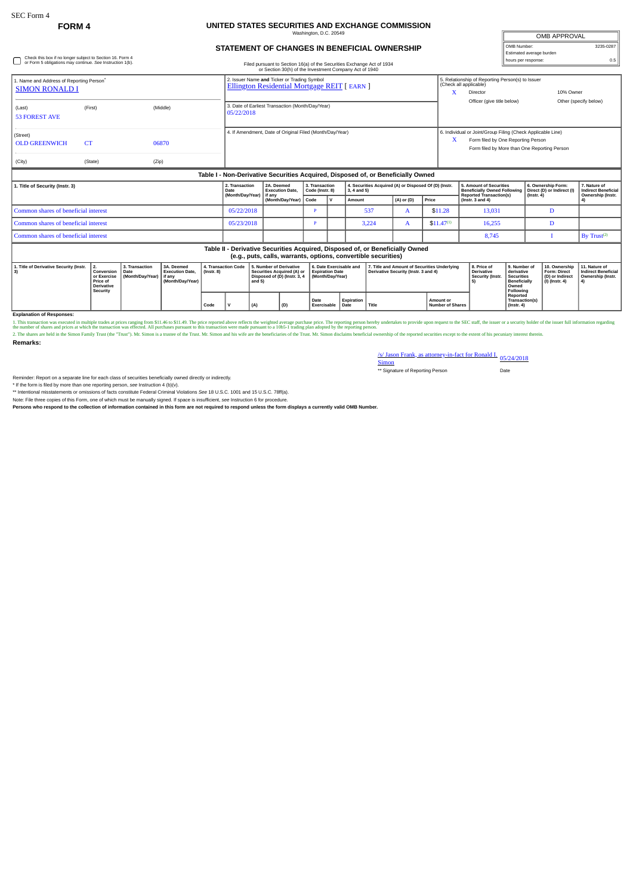SEC Form 4

**FORM 4**

# UNITED STATES SECURITIES AND EXCHANGE COMMISSION

Washington, D.C. 20549

## STATEMENT OF CHANGES IN BENEFICIAL OWNERSHIP

Filed pursuant to Section 16(a) of the Securities Exchange Act of 1934 or Section 30(h) of the Investment Company Act of 1940

| OMB APPROVAL | |
|---|---|
| OMB Number: | 3235-0287 |
| Estimated average burden | |
| hours per response: | 0.5 |

☐ Check this box if no longer subject to Section 16. Form 4 or Form 5 obligations may continue. *See* Instruction 1(b).

1. Name and Address of Reporting Person*
SIMON RONALD I

(Last) (First) (Middle)
53 FOREST AVE

(Street)
OLD GREENWICH CT 06870

(City) (State) (Zip)

2. Issuer Name **and** Ticker or Trading Symbol
Ellington Residential Mortgage REIT [ EARN ]

3. Date of Earliest Transaction (Month/Day/Year)
05/22/2018

4. If Amendment, Date of Original Filed (Month/Day/Year)

5. Relationship of Reporting Person(s) to Issuer (Check all applicable)
X Director
10% Owner
Officer (give title below)
Other (specify below)

6. Individual or Joint/Group Filing (Check Applicable Line)
X Form filed by One Reporting Person
Form filed by More than One Reporting Person

### Table I - Non-Derivative Securities Acquired, Disposed of, or Beneficially Owned

| 1. Title of Security (Instr. 3) | 2. Transaction Date (Month/Day/Year) | 2A. Deemed Execution Date, if any (Month/Day/Year) | 3. Transaction Code (Instr. 8) Code | V | 4. Securities Acquired (A) or Disposed Of (D) (Instr. 3, 4 and 5) Amount | (A) or (D) | Price | 5. Amount of Securities Beneficially Owned Following Reported Transaction(s) (Instr. 3 and 4) | 6. Ownership Form: Direct (D) or Indirect (I) (Instr. 4) | 7. Nature of Indirect Beneficial Ownership (Instr. 4) |
|---|---|---|---|---|---|---|---|---|---|---|
| Common shares of beneficial interest | 05/22/2018 | | P | | 537 | A | $11.28 | 13,031 | D | |
| Common shares of beneficial interest | 05/23/2018 | | P | | 3,224 | A | $11.47[1] | 16,255 | D | |
| Common shares of beneficial interest | | | | | | | | 8,745 | I | By Trust[2] |

### Table II - Derivative Securities Acquired, Disposed of, or Beneficially Owned (e.g., puts, calls, warrants, options, convertible securities)

| 1. Title of Derivative Security (Instr. 3) | 2. Conversion or Exercise Price of Derivative Security | 3. Transaction Date (Month/Day/Year) | 3A. Deemed Execution Date, if any (Month/Day/Year) | 4. Transaction Code (Instr. 8) Code | V | 5. Number of Derivative Securities Acquired (A) or Disposed of (D) (Instr. 3, 4 and 5) (A) | (D) | 6. Date Exercisable and Expiration Date (Month/Day/Year) Date Exercisable | Expiration Date | 7. Title and Amount of Securities Underlying Derivative Security (Instr. 3 and 4) Title | Amount or Number of Shares | 8. Price of Derivative Security (Instr. 5) | 9. Number of derivative Securities Beneficially Owned Following Reported Transaction(s) (Instr. 4) | 10. Ownership Form: Direct (D) or Indirect (I) (Instr. 4) | 11. Nature of Indirect Beneficial Ownership (Instr. 4) |
|---|---|---|---|---|---|---|---|---|---|---|---|---|---|---|---|

**Explanation of Responses:**

1. This transaction was executed in multiple trades at prices ranging from $11.46 to $11.49. The price reported above reflects the weighted average purchase price. The reporting person hereby undertakes to provide upon request to the SEC staff, the issuer or a security holder of the issuer full information regarding the number of shares and prices at which the transaction was effected. All purchases pursuant to this transaction were made pursuant to a 10b5-1 trading plan adopted by the reporting person.

2. The shares are held in the Simon Family Trust (the "Trust"). Mr. Simon is a trustee of the Trust. Mr. Simon and his wife are the beneficiaries of the Trust. Mr. Simon disclaims beneficial ownership of the reported securities except to the extent of his pecuniary interest therein.

**Remarks:**

/s/ Jason Frank, as attorney-in-fact for Ronald I. Simon — 05/24/2018

** Signature of Reporting Person — Date

Reminder: Report on a separate line for each class of securities beneficially owned directly or indirectly.

* If the form is filed by more than one reporting person, *see* Instruction 4 (b)(v).

** Intentional misstatements or omissions of facts constitute Federal Criminal Violations *See* 18 U.S.C. 1001 and 15 U.S.C. 78ff(a).

Note: File three copies of this Form, one of which must be manually signed. If space is insufficient, *see* Instruction 6 for procedure.

**Persons who respond to the collection of information contained in this form are not required to respond unless the form displays a currently valid OMB Number.**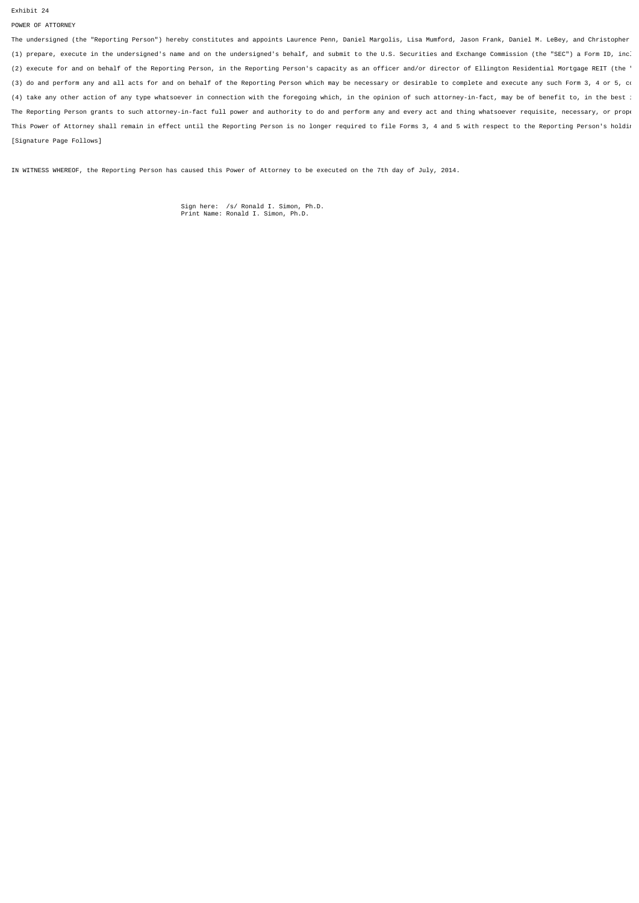Exhibit 24

POWER OF ATTORNEY

The undersigned (the "Reporting Person") hereby constitutes and appoints Laurence Penn, Daniel Margolis, Lisa Mumford, Jason Frank, Daniel M. LeBey, and Christopher

(1) prepare, execute in the undersigned's name and on the undersigned's behalf, and submit to the U.S. Securities and Exchange Commission (the "SEC") a Form ID, incl

(2) execute for and on behalf of the Reporting Person, in the Reporting Person's capacity as an officer and/or director of Ellington Residential Mortgage REIT (the '

(3) do and perform any and all acts for and on behalf of the Reporting Person which may be necessary or desirable to complete and execute any such Form 3, 4 or 5, co

(4) take any other action of any type whatsoever in connection with the foregoing which, in the opinion of such attorney-in-fact, may be of benefit to, in the best i

The Reporting Person grants to such attorney-in-fact full power and authority to do and perform any and every act and thing whatsoever requisite, necessary, or prope

This Power of Attorney shall remain in effect until the Reporting Person is no longer required to file Forms 3, 4 and 5 with respect to the Reporting Person's holdin

[Signature Page Follows]

IN WITNESS WHEREOF, the Reporting Person has caused this Power of Attorney to be executed on the 7th day of July, 2014.

Sign here: /s/ Ronald I. Simon, Ph.D.
Print Name: Ronald I. Simon, Ph.D.